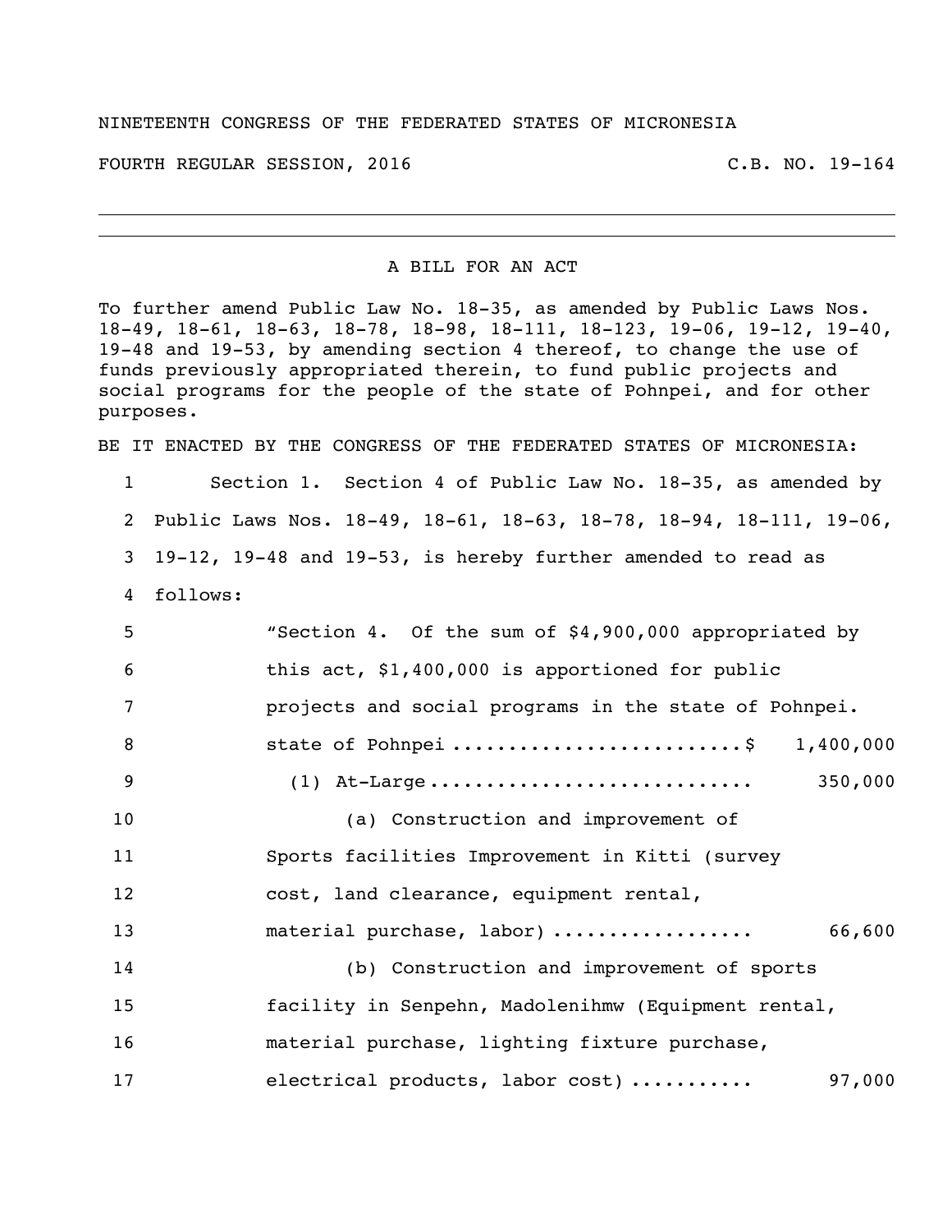NINETEENTH CONGRESS OF THE FEDERATED STATES OF MICRONESIA

FOURTH REGULAR SESSION, 2016 C.B. NO. 19-164

---

A BILL FOR AN ACT

To further amend Public Law No. 18-35, as amended by Public Laws Nos. 18-49, 18-61, 18-63, 18-78, 18-98, 18-111, 18-123, 19-06, 19-12, 19-40, 19-48 and 19-53, by amending section 4 thereof, to change the use of funds previously appropriated therein, to fund public projects and social programs for the people of the state of Pohnpei, and for other purposes.

BE IT ENACTED BY THE CONGRESS OF THE FEDERATED STATES OF MICRONESIA:

1 Section 1. Section 4 of Public Law No. 18-35, as amended by
2 Public Laws Nos. 18-49, 18-61, 18-63, 18-78, 18-94, 18-111, 19-06,
3 19-12, 19-48 and 19-53, is hereby further amended to read as
4 follows:

5 "Section 4. Of the sum of $4,900,000 appropriated by
6 this act, $1,400,000 is apportioned for public
7 projects and social programs in the state of Pohnpei.
8 state of Pohnpei ........................$ 1,400,000
9 (1) At-Large ............................ 350,000
10 (a) Construction and improvement of
11 Sports facilities Improvement in Kitti (survey
12 cost, land clearance, equipment rental,
13 material purchase, labor) ................. 66,600
14 (b) Construction and improvement of sports
15 facility in Senpehn, Madolenihmw (Equipment rental,
16 material purchase, lighting fixture purchase,
17 electrical products, labor cost) .......... 97,000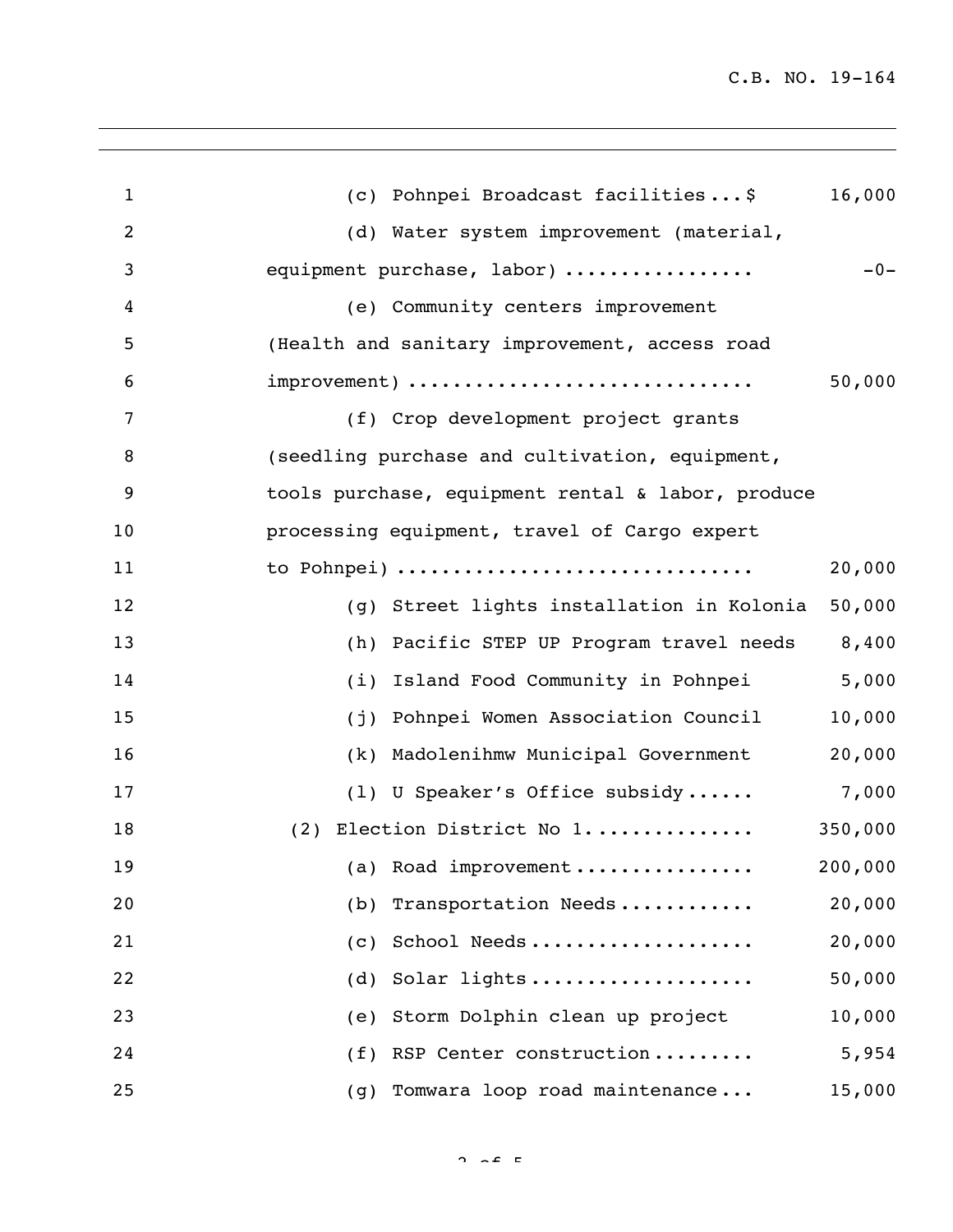(c) Pohnpei Broadcast facilities...$ 16,000

(d) Water system improvement (material, equipment purchase, labor) ................ -0-

(e) Community centers improvement (Health and sanitary improvement, access road improvement) ............................ 50,000

(f) Crop development project grants (seedling purchase and cultivation, equipment, tools purchase, equipment rental & labor, produce processing equipment, travel of Cargo expert to Pohnpei) .............................. 20,000

(g) Street lights installation in Kolonia 50,000

(h) Pacific STEP UP Program travel needs 8,400

(i) Island Food Community in Pohnpei 5,000

(j) Pohnpei Women Association Council 10,000

(k) Madolenihmw Municipal Government 20,000

(l) U Speaker's Office subsidy...... 7,000

(2) Election District No 1.............. 350,000

(a) Road improvement............... 200,000

(b) Transportation Needs........... 20,000

(c) School Needs................... 20,000

(d) Solar lights................... 50,000

(e) Storm Dolphin clean up project 10,000

(f) RSP Center construction......... 5,954

(g) Tomwara loop road maintenance... 15,000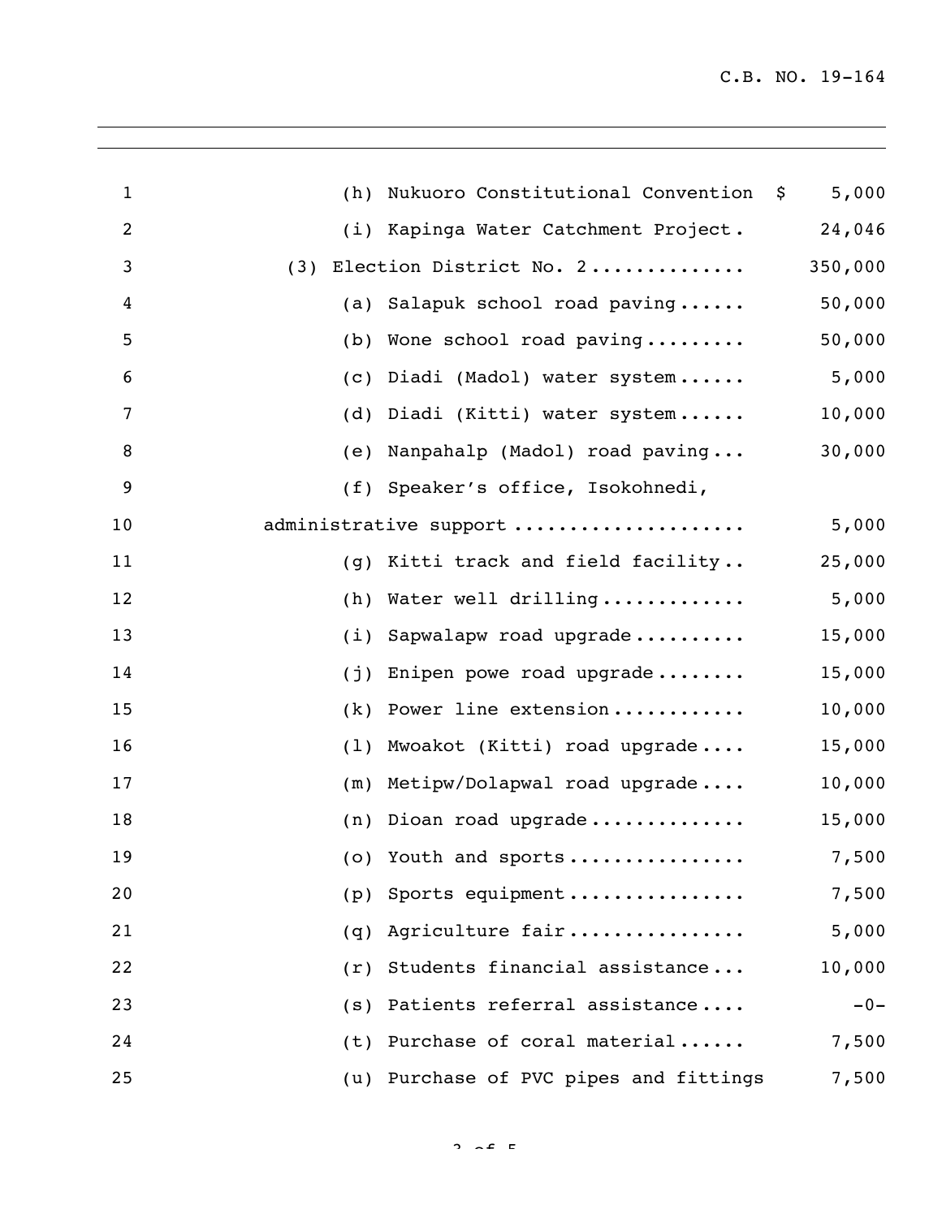(h) Nukuoro Constitutional Convention $ 5,000

(i) Kapinga Water Catchment Project. 24,046

(3) Election District No. 2............. 350,000

(a) Salapuk school road paving...... 50,000

(b) Wone school road paving......... 50,000

(c) Diadi (Madol) water system...... 5,000

(d) Diadi (Kitti) water system...... 10,000

(e) Nanpahalp (Madol) road paving... 30,000

(f) Speaker's office, Isokohnedi,
administrative support.................... 5,000

(g) Kitti track and field facility.. 25,000

(h) Water well drilling............. 5,000

(i) Sapwalapw road upgrade.......... 15,000

(j) Enipen powe road upgrade........ 15,000

(k) Power line extension............ 10,000

(l) Mwoakot (Kitti) road upgrade.... 15,000

(m) Metipw/Dolapwal road upgrade.... 10,000

(n) Dioan road upgrade.............. 15,000

(o) Youth and sports................ 7,500

(p) Sports equipment................ 7,500

(q) Agriculture fair................ 5,000

(r) Students financial assistance... 10,000

(s) Patients referral assistance.... -0-

(t) Purchase of coral material...... 7,500

(u) Purchase of PVC pipes and fittings 7,500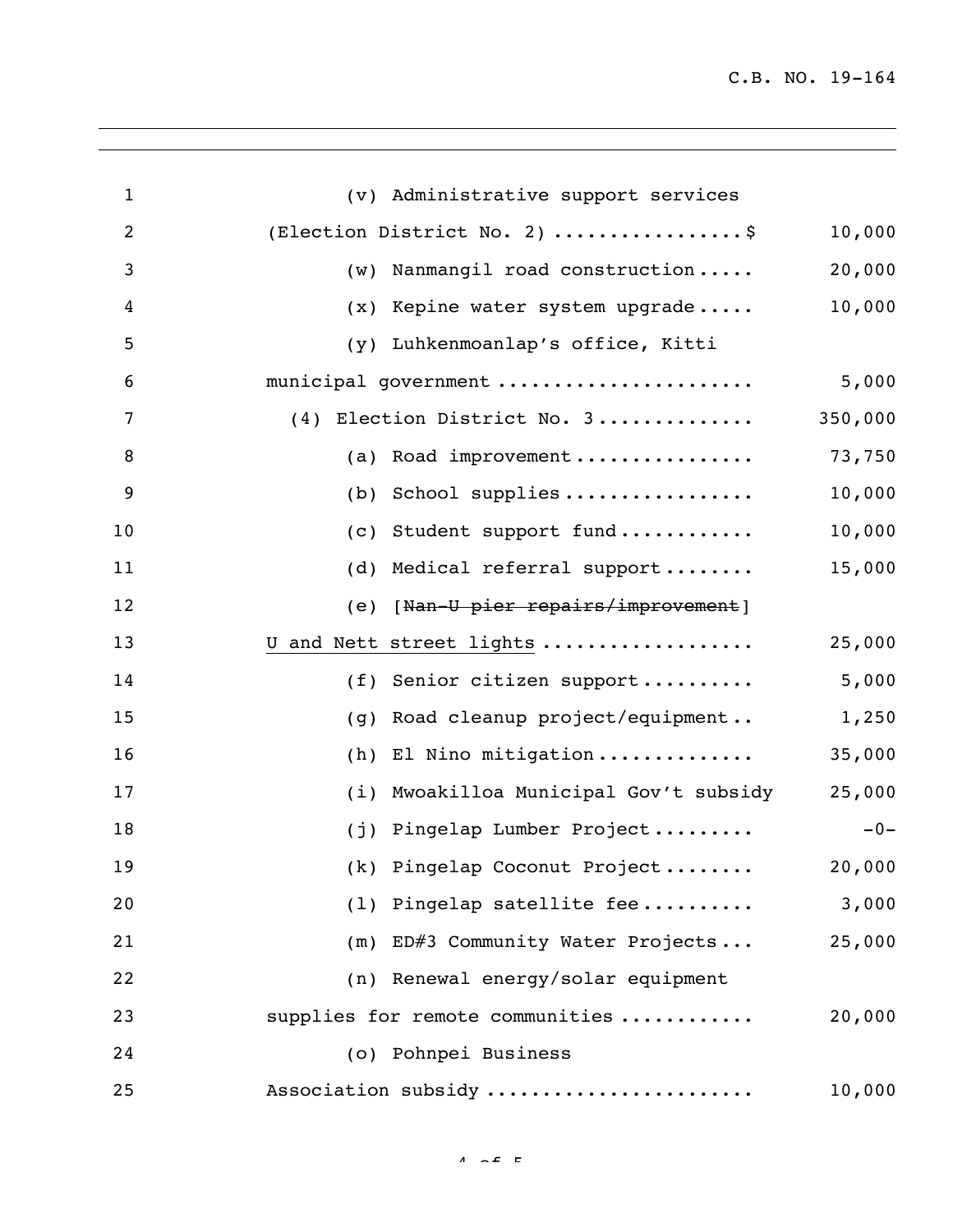| | | |
|---|---|---|
| 1 | (v) Administrative support services | |
| 2 | (Election District No. 2) .................$ | 10,000 |
| 3 | (w) Nanmangil road construction..... | 20,000 |
| 4 | (x) Kepine water system upgrade..... | 10,000 |
| 5 | (y) Luhkenmoanlap's office, Kitti | |
| 6 | municipal government ...................... | 5,000 |
| 7 | (4) Election District No. 3............. | 350,000 |
| 8 | (a) Road improvement................ | 73,750 |
| 9 | (b) School supplies................. | 10,000 |
| 10 | (c) Student support fund............ | 10,000 |
| 11 | (d) Medical referral support........ | 15,000 |
| 12 | (e) [~~Nan-U pier repairs/improvement~~] | |
| 13 | <u>U and Nett street lights</u> .................. | 25,000 |
| 14 | (f) Senior citizen support.......... | 5,000 |
| 15 | (g) Road cleanup project/equipment.. | 1,250 |
| 16 | (h) El Nino mitigation.............. | 35,000 |
| 17 | (i) Mwoakilloa Municipal Gov't subsidy | 25,000 |
| 18 | (j) Pingelap Lumber Project......... | -0- |
| 19 | (k) Pingelap Coconut Project........ | 20,000 |
| 20 | (l) Pingelap satellite fee.......... | 3,000 |
| 21 | (m) ED#3 Community Water Projects... | 25,000 |
| 22 | (n) Renewal energy/solar equipment | |
| 23 | supplies for remote communities ........... | 20,000 |
| 24 | (o) Pohnpei Business | |
| 25 | Association subsidy ....................... | 10,000 |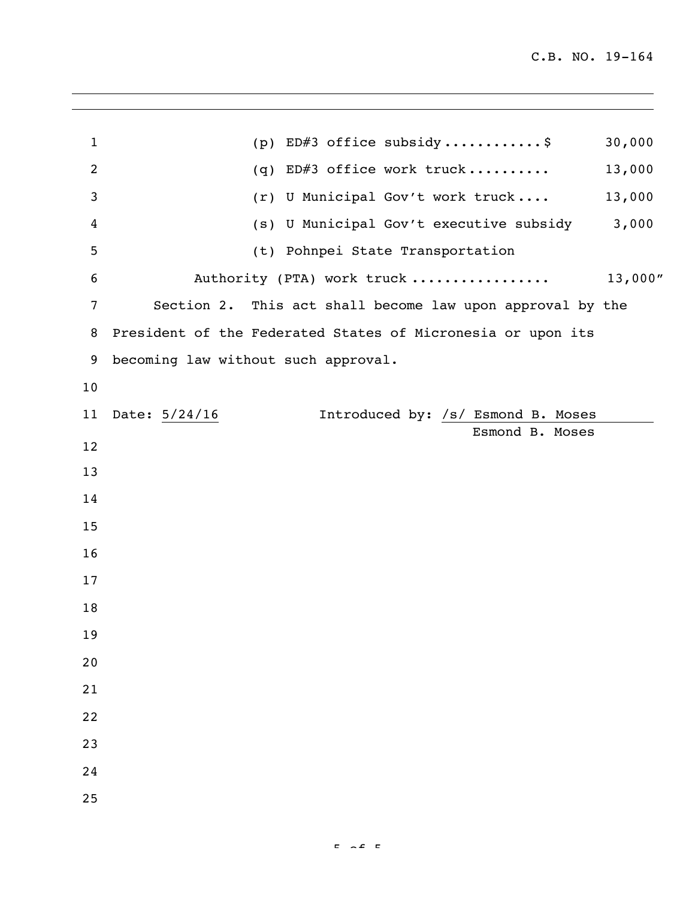(p) ED#3 office subsidy............$ 30,000

(q) ED#3 office work truck.......... 13,000

(r) U Municipal Gov't work truck.... 13,000

(s) U Municipal Gov't executive subsidy 3,000

(t) Pohnpei State Transportation Authority (PTA) work truck ................ 13,000"

Section 2. This act shall become law upon approval by the President of the Federated States of Micronesia or upon its becoming law without such approval.

Date: 5/24/16

Introduced by: /s/ Esmond B. Moses

Esmond B. Moses